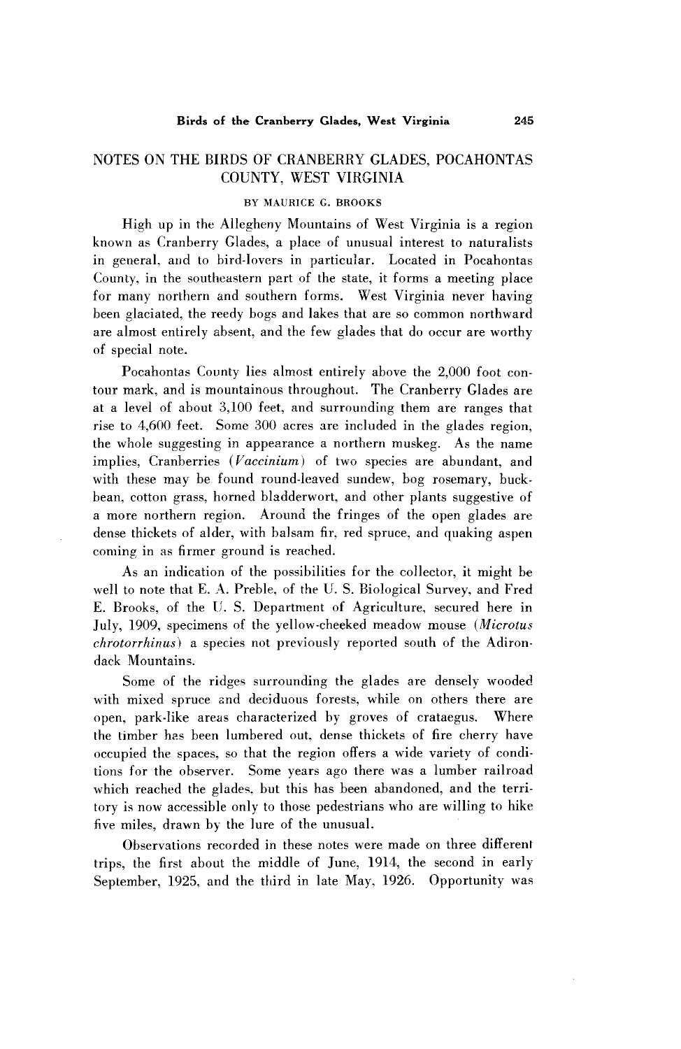# NOTES ON THE BIRDS OF CRANBERRY GLADES, POCAHONTAS COUNTY, WEST VIRGINIA

BY MAURICE G. BROOKS

High up in the Allegheny Mountains of West Virginia is a region known as Cranberry Glades, a place of unusual interest to naturalists in general, and to bird-lovers in particular. Located in Pocahontas County, in the southeastern part of the state, it forms a meeting place for many northern and southern forms. West Virginia never having been glaciated, the reedy bogs and lakes that are so common northward are almost entirely absent, and the few glades that do occur are worthy of special note.

Pocahontas County lies almost entirely above the 2,000 foot contour mark, and is mountainous throughout. The Cranberry Glades are at a level of about 3,100 feet, and surrounding them are ranges that rise to 4,600 feet. Some 300 acres are included in the glades region, the whole suggesting in appearance a northern muskeg. As the name implies, Cranberries (*Vaccinium*) of two species are abundant, and with these may be found round-leaved sundew, bog rosemary, buckbean, cotton grass, horned bladderwort, and other plants suggestive of a more northern region. Around the fringes of the open glades are dense thickets of alder, with balsam fir, red spruce, and quaking aspen coming in as firmer ground is reached.

As an indication of the possibilities for the collector, it might be well to note that E. A. Preble, of the U. S. Biological Survey, and Fred E. Brooks, of the U. S. Department of Agriculture, secured here in July, 1909, specimens of the yellow-cheeked meadow mouse (*Microtus chrotorrhinus*) a species not previously reported south of the Adirondack Mountains.

Some of the ridges surrounding the glades are densely wooded with mixed spruce and deciduous forests, while on others there are open, park-like areas characterized by groves of crataegus. Where the timber has been lumbered out, dense thickets of fire cherry have occupied the spaces, so that the region offers a wide variety of conditions for the observer. Some years ago there was a lumber railroad which reached the glades, but this has been abandoned, and the territory is now accessible only to those pedestrians who are willing to hike five miles, drawn by the lure of the unusual.

Observations recorded in these notes were made on three different trips, the first about the middle of June, 1914, the second in early September, 1925, and the third in late May, 1926. Opportunity was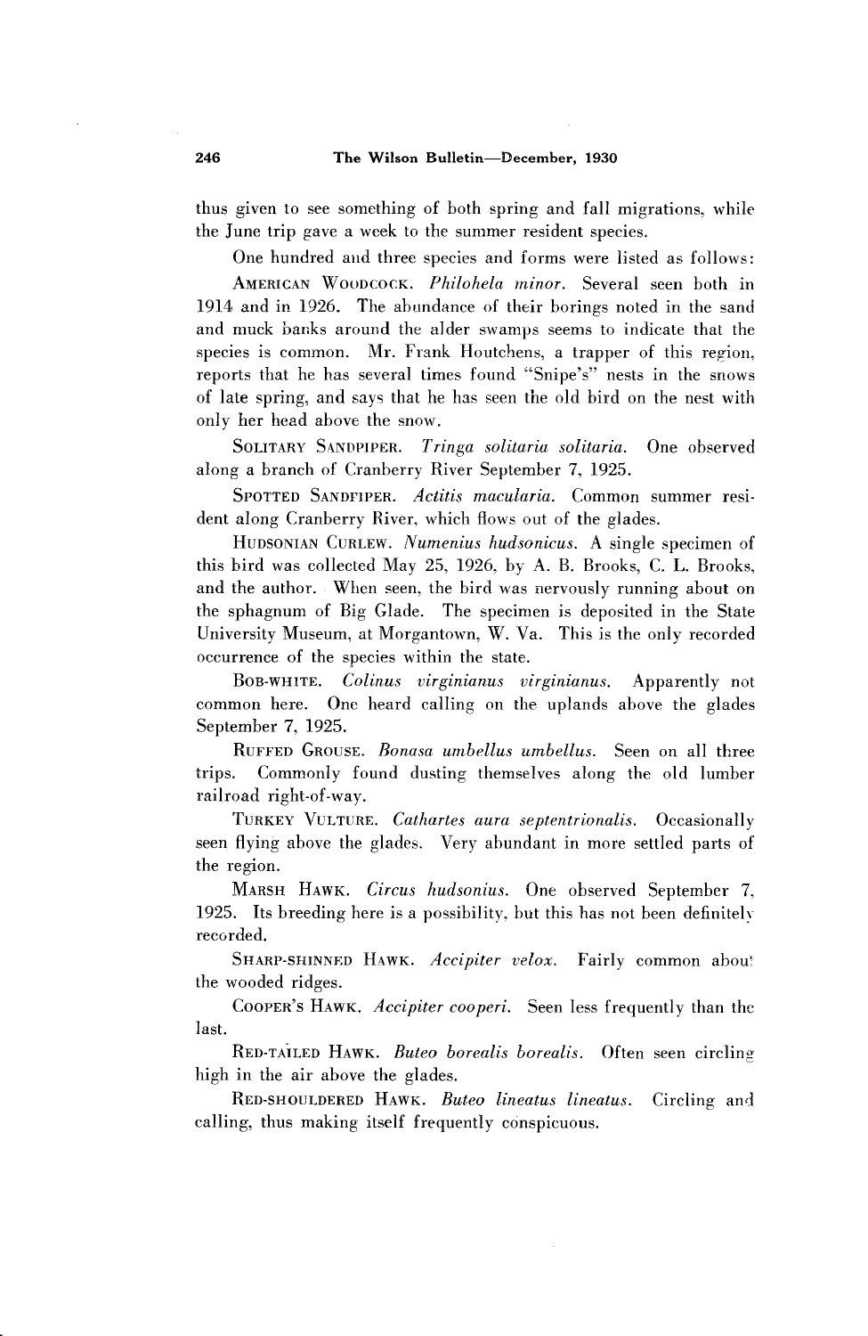thus given to see something of both spring and fall migrations, while the June trip gave a week to the summer resident species.

One hundred and three species and forms were listed as follows:

AMERICAN WOODCOCK. *Philohela minor*. Several seen both in 1914 and in 1926. The abundance of their borings noted in the sand and muck banks around the alder swamps seems to indicate that the species is common. Mr. Frank Houtchens, a trapper of this region, reports that he has several times found "Snipe's" nests in the snows of late spring, and says that he has seen the old bird on the nest with only her head above the snow.

SOLITARY SANDPIPER. *Tringa solitaria solitaria*. One observed along a branch of Cranberry River September 7, 1925.

SPOTTED SANDPIPER. *Actitis macularia*. Common summer resident along Cranberry River, which flows out of the glades.

HUDSONIAN CURLEW. *Numenius hudsonicus*. A single specimen of this bird was collected May 25, 1926, by A. B. Brooks, C. L. Brooks, and the author. When seen, the bird was nervously running about on the sphagnum of Big Glade. The specimen is deposited in the State University Museum, at Morgantown, W. Va. This is the only recorded occurrence of the species within the state.

BOB-WHITE. *Colinus virginianus virginianus*. Apparently not common here. One heard calling on the uplands above the glades September 7, 1925.

RUFFED GROUSE. *Bonasa umbellus umbellus*. Seen on all three trips. Commonly found dusting themselves along the old lumber railroad right-of-way.

TURKEY VULTURE. *Cathartes aura septentrionalis*. Occasionally seen flying above the glades. Very abundant in more settled parts of the region.

MARSH HAWK. *Circus hudsonius*. One observed September 7, 1925. Its breeding here is a possibility, but this has not been definitely recorded.

SHARP-SHINNED HAWK. *Accipiter velox*. Fairly common about the wooded ridges.

COOPER'S HAWK. *Accipiter cooperi*. Seen less frequently than the last.

RED-TAILED HAWK. *Buteo borealis borealis*. Often seen circling high in the air above the glades.

RED-SHOULDERED HAWK. *Buteo lineatus lineatus*. Circling and calling, thus making itself frequently conspicuous.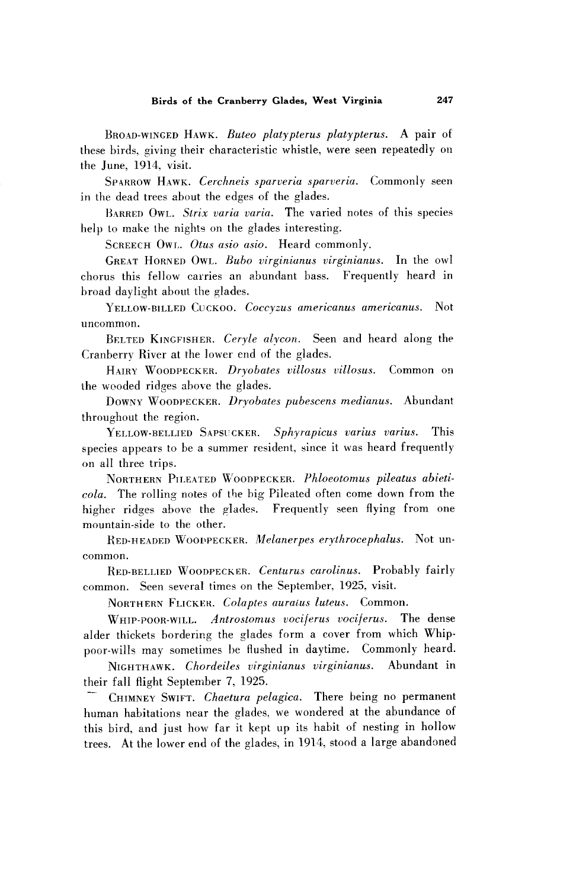Broad-winged Hawk. *Buteo platypterus platypterus.* A pair of these birds, giving their characteristic whistle, were seen repeatedly on the June, 1914, visit.

Sparrow Hawk. *Cerchneis sparveria sparveria.* Commonly seen in the dead trees about the edges of the glades.

Barred Owl. *Strix varia varia.* The varied notes of this species help to make the nights on the glades interesting.

Screech Owl. *Otus asio asio.* Heard commonly.

Great Horned Owl. *Bubo virginianus virginianus.* In the owl chorus this fellow carries an abundant bass. Frequently heard in broad daylight about the glades.

Yellow-billed Cuckoo. *Coccyzus americanus americanus.* Not uncommon.

Belted Kingfisher. *Ceryle alycon.* Seen and heard along the Cranberry River at the lower end of the glades.

Hairy Woodpecker. *Dryobates villosus villosus.* Common on the wooded ridges above the glades.

Downy Woodpecker. *Dryobates pubescens medianus.* Abundant throughout the region.

Yellow-bellied Sapsucker. *Sphyrapicus varius varius.* This species appears to be a summer resident, since it was heard frequently on all three trips.

Northern Pileated Woodpecker. *Phloeotomus pileatus abieticola.* The rolling notes of the big Pileated often come down from the higher ridges above the glades. Frequently seen flying from one mountain-side to the other.

Red-headed Woodpecker. *Melanerpes erythrocephalus.* Not uncommon.

Red-bellied Woodpecker. *Centurus carolinus.* Probably fairly common. Seen several times on the September, 1925, visit.

Northern Flicker. *Colaptes auratus luteus.* Common.

Whip-poor-will. *Antrostomus vociferus vociferus.* The dense alder thickets bordering the glades form a cover from which Whip-poor-wills may sometimes be flushed in daytime. Commonly heard.

Nighthawk. *Chordeiles virginianus virginianus.* Abundant in their fall flight September 7, 1925.

Chimney Swift. *Chaetura pelagica.* There being no permanent human habitations near the glades, we wondered at the abundance of this bird, and just how far it kept up its habit of nesting in hollow trees. At the lower end of the glades, in 1914, stood a large abandoned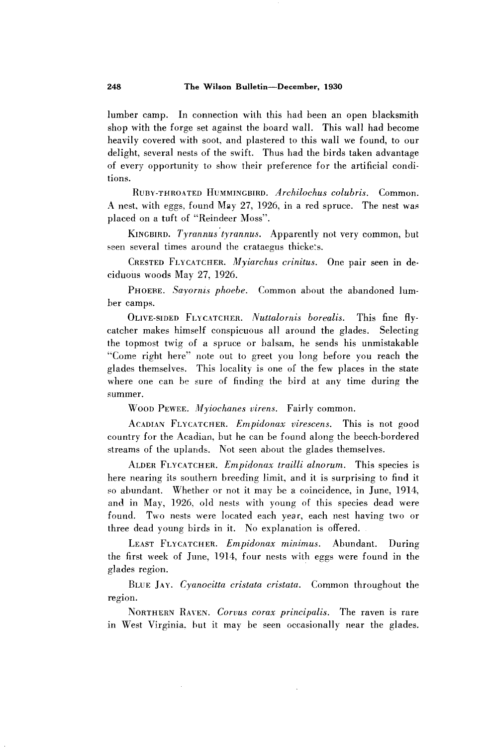lumber camp. In connection with this had been an open blacksmith shop with the forge set against the board wall. This wall had become heavily covered with soot, and plastered to this wall we found, to our delight, several nests of the swift. Thus had the birds taken advantage of every opportunity to show their preference for the artificial conditions.

RUBY-THROATED HUMMINGBIRD. *Archilochus colubris.* Common. A nest, with eggs, found May 27, 1926, in a red spruce. The nest was placed on a tuft of "Reindeer Moss".

KINGBIRD. *Tyrannus tyrannus.* Apparently not very common, but seen several times around the crataegus thickets.

CRESTED FLYCATCHER. *Myiarchus crinitus.* One pair seen in deciduous woods May 27, 1926.

PHOEBE. *Sayornis phoebe.* Common about the abandoned lumber camps.

OLIVE-SIDED FLYCATCHER. *Nuttalornis borealis.* This fine flycatcher makes himself conspicuous all around the glades. Selecting the topmost twig of a spruce or balsam, he sends his unmistakable "Come right here" note out to greet you long before you reach the glades themselves. This locality is one of the few places in the state where one can be sure of finding the bird at any time during the summer.

WOOD PEWEE. *Myiochanes virens.* Fairly common.

ACADIAN FLYCATCHER. *Empidonax virescens.* This is not good country for the Acadian, but he can be found along the beech-bordered streams of the uplands. Not seen about the glades themselves.

ALDER FLYCATCHER. *Empidonax trailli alnorum.* This species is here nearing its southern breeding limit, and it is surprising to find it so abundant. Whether or not it may be a coincidence, in June, 1914, and in May, 1926, old nests with young of this species dead were found. Two nests were located each year, each nest having two or three dead young birds in it. No explanation is offered.

LEAST FLYCATCHER. *Empidonax minimus.* Abundant. During the first week of June, 1914, four nests with eggs were found in the glades region.

BLUE JAY. *Cyanocitta cristata cristata.* Common throughout the region.

NORTHERN RAVEN. *Corvus corax principalis.* The raven is rare in West Virginia, but it may be seen occasionally near the glades.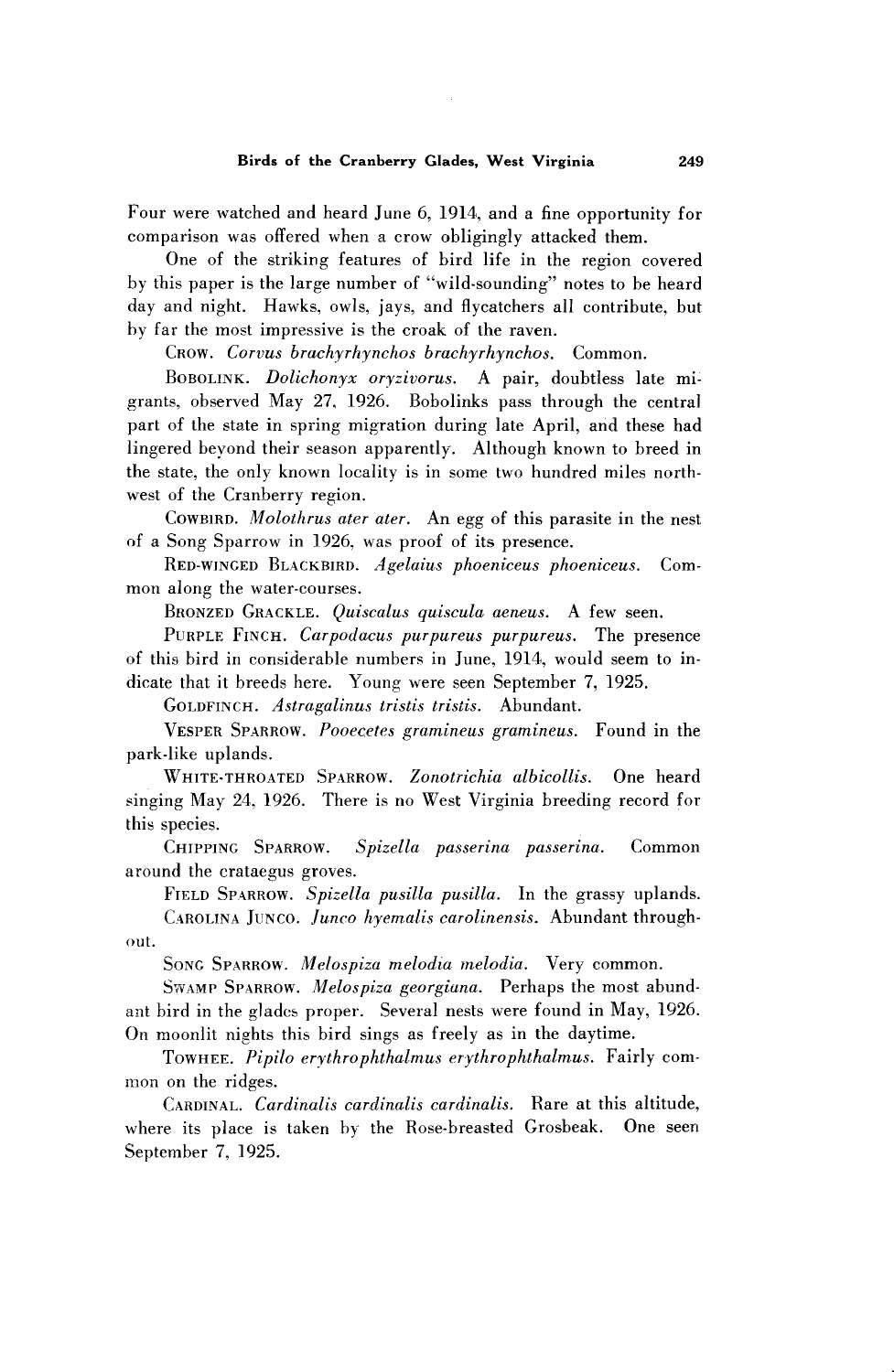Four were watched and heard June 6, 1914, and a fine opportunity for comparison was offered when a crow obligingly attacked them.

One of the striking features of bird life in the region covered by this paper is the large number of "wild-sounding" notes to be heard day and night. Hawks, owls, jays, and flycatchers all contribute, but by far the most impressive is the croak of the raven.

CROW. *Corvus brachyrhynchos brachyrhynchos.* Common.

BOBOLINK. *Dolichonyx oryzivorus.* A pair, doubtless late migrants, observed May 27, 1926. Bobolinks pass through the central part of the state in spring migration during late April, and these had lingered beyond their season apparently. Although known to breed in the state, the only known locality is in some two hundred miles northwest of the Cranberry region.

COWBIRD. *Molothrus ater ater.* An egg of this parasite in the nest of a Song Sparrow in 1926, was proof of its presence.

RED-WINGED BLACKBIRD. *Agelaius phoeniceus phoeniceus.* Common along the water-courses.

BRONZED GRACKLE. *Quiscalus quiscula aeneus.* A few seen.

PURPLE FINCH. *Carpodacus purpureus purpureus.* The presence of this bird in considerable numbers in June, 1914, would seem to indicate that it breeds here. Young were seen September 7, 1925.

GOLDFINCH. *Astragalinus tristis tristis.* Abundant.

VESPER SPARROW. *Pooecetes gramineus gramineus.* Found in the park-like uplands.

WHITE-THROATED SPARROW. *Zonotrichia albicollis.* One heard singing May 24, 1926. There is no West Virginia breeding record for this species.

CHIPPING SPARROW. *Spizella passerina passerina.* Common around the crataegus groves.

FIELD SPARROW. *Spizella pusilla pusilla.* In the grassy uplands.

CAROLINA JUNCO. *Junco hyemalis carolinensis.* Abundant throughout.

SONG SPARROW. *Melospiza melodia melodia.* Very common.

SWAMP SPARROW. *Melospiza georgiana.* Perhaps the most abundant bird in the glades proper. Several nests were found in May, 1926. On moonlit nights this bird sings as freely as in the daytime.

TOWHEE. *Pipilo erythrophthalmus erythrophthalmus.* Fairly common on the ridges.

CARDINAL. *Cardinalis cardinalis cardinalis.* Rare at this altitude, where its place is taken by the Rose-breasted Grosbeak. One seen September 7, 1925.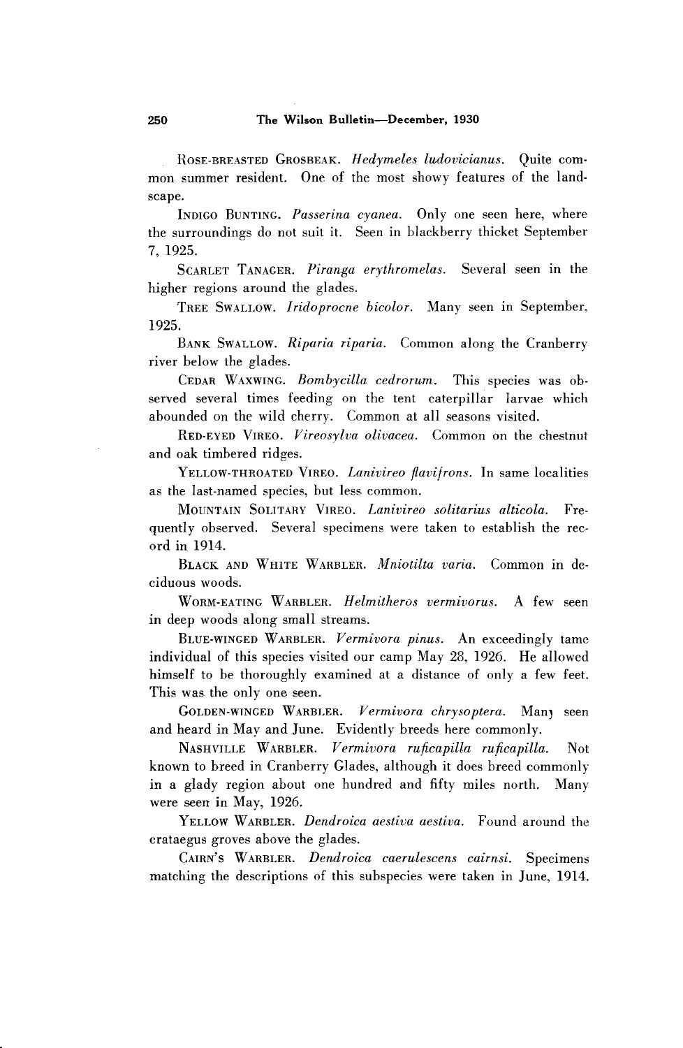ROSE-BREASTED GROSBEAK. *Hedymeles ludovicianus.* Quite common summer resident. One of the most showy features of the landscape.

INDIGO BUNTING. *Passerina cyanea.* Only one seen here, where the surroundings do not suit it. Seen in blackberry thicket September 7, 1925.

SCARLET TANAGER. *Piranga erythromelas.* Several seen in the higher regions around the glades.

TREE SWALLOW. *Iridoprocne bicolor.* Many seen in September, 1925.

BANK SWALLOW. *Riparia riparia.* Common along the Cranberry river below the glades.

CEDAR WAXWING. *Bombycilla cedrorum.* This species was observed several times feeding on the tent caterpillar larvae which abounded on the wild cherry. Common at all seasons visited.

RED-EYED VIREO. *Vireosylva olivacea.* Common on the chestnut and oak timbered ridges.

YELLOW-THROATED VIREO. *Lanivireo flavifrons.* In same localities as the last-named species, but less common.

MOUNTAIN SOLITARY VIREO. *Lanivireo solitarius alticola.* Frequently observed. Several specimens were taken to establish the record in 1914.

BLACK AND WHITE WARBLER. *Mniotilta varia.* Common in deciduous woods.

WORM-EATING WARBLER. *Helmitheros vermivorus.* A few seen in deep woods along small streams.

BLUE-WINGED WARBLER. *Vermivora pinus.* An exceedingly tame individual of this species visited our camp May 28, 1926. He allowed himself to be thoroughly examined at a distance of only a few feet. This was the only one seen.

GOLDEN-WINGED WARBLER. *Vermivora chrysoptera.* Many seen and heard in May and June. Evidently breeds here commonly.

NASHVILLE WARBLER. *Vermivora ruficapilla ruficapilla.* Not known to breed in Cranberry Glades, although it does breed commonly in a glady region about one hundred and fifty miles north. Many were seen in May, 1926.

YELLOW WARBLER. *Dendroica aestiva aestiva.* Found around the crataegus groves above the glades.

CAIRN'S WARBLER. *Dendroica caerulescens cairnsi.* Specimens matching the descriptions of this subspecies were taken in June, 1914.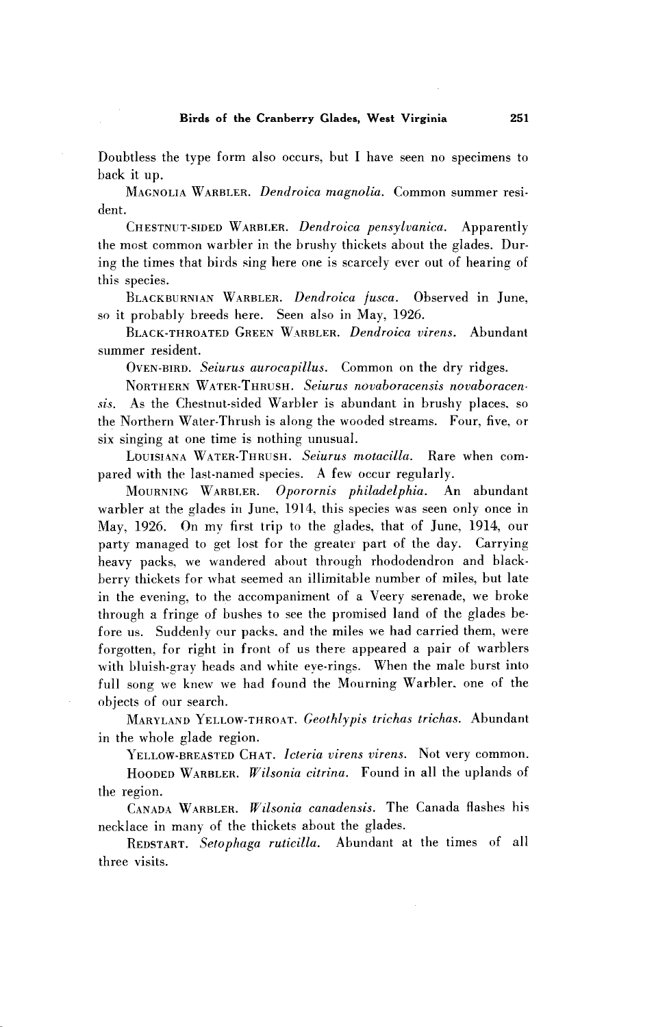Doubtless the type form also occurs, but I have seen no specimens to back it up.

MAGNOLIA WARBLER. *Dendroica magnolia.* Common summer resident.

CHESTNUT-SIDED WARBLER. *Dendroica pensylvanica.* Apparently the most common warbler in the brushy thickets about the glades. During the times that birds sing here one is scarcely ever out of hearing of this species.

BLACKBURNIAN WARBLER. *Dendroica fusca.* Observed in June, so it probably breeds here. Seen also in May, 1926.

BLACK-THROATED GREEN WARBLER. *Dendroica virens.* Abundant summer resident.

OVEN-BIRD. *Seiurus aurocapillus.* Common on the dry ridges.

NORTHERN WATER-THRUSH. *Seiurus novaboracensis novaboracensis.* As the Chestnut-sided Warbler is abundant in brushy places, so the Northern Water-Thrush is along the wooded streams. Four, five, or six singing at one time is nothing unusual.

LOUISIANA WATER-THRUSH. *Seiurus motacilla.* Rare when compared with the last-named species. A few occur regularly.

MOURNING WARBLER. *Oporornis philadelphia.* An abundant warbler at the glades in June, 1914, this species was seen only once in May, 1926. On my first trip to the glades, that of June, 1914, our party managed to get lost for the greater part of the day. Carrying heavy packs, we wandered about through rhododendron and blackberry thickets for what seemed an illimitable number of miles, but late in the evening, to the accompaniment of a Veery serenade, we broke through a fringe of bushes to see the promised land of the glades before us. Suddenly our packs, and the miles we had carried them, were forgotten, for right in front of us there appeared a pair of warblers with bluish-gray heads and white eye-rings. When the male burst into full song we knew we had found the Mourning Warbler, one of the objects of our search.

MARYLAND YELLOW-THROAT. *Geothlypis trichas trichas.* Abundant in the whole glade region.

YELLOW-BREASTED CHAT. *Icteria virens virens.* Not very common.

HOODED WARBLER. *Wilsonia citrina.* Found in all the uplands of the region.

CANADA WARBLER. *Wilsonia canadensis.* The Canada flashes his necklace in many of the thickets about the glades.

REDSTART. *Setophaga ruticilla.* Abundant at the times of all three visits.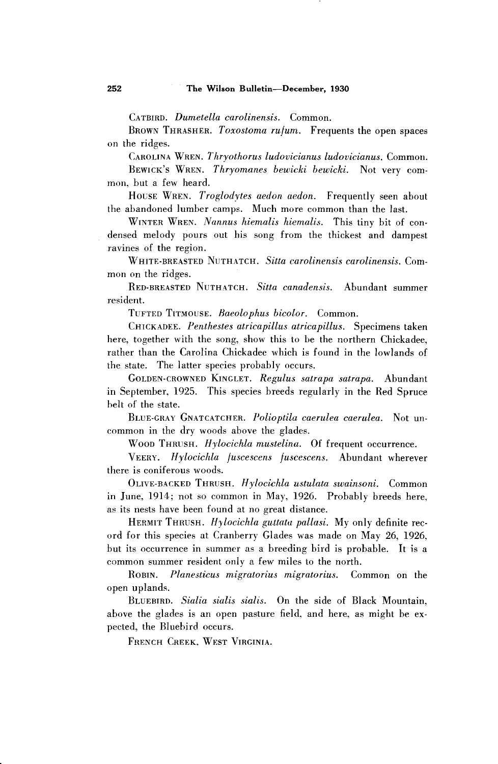CATBIRD. *Dumetella carolinensis.* Common.

BROWN THRASHER. *Toxostoma rufum.* Frequents the open spaces on the ridges.

CAROLINA WREN. *Thryothorus ludovicianus ludovicianus.* Common.

BEWICK'S WREN. *Thryomanes bewicki bewicki.* Not very common, but a few heard.

HOUSE WREN. *Troglodytes aedon aedon.* Frequently seen about the abandoned lumber camps. Much more common than the last.

WINTER WREN. *Nannus hiemalis hiemalis.* This tiny bit of condensed melody pours out his song from the thickest and dampest ravines of the region.

WHITE-BREASTED NUTHATCH. *Sitta carolinensis carolinensis.* Common on the ridges.

RED-BREASTED NUTHATCH. *Sitta canadensis.* Abundant summer resident.

TUFTED TITMOUSE. *Baeolophus bicolor.* Common.

CHICKADEE. *Penthestes atricapillus atricapillus.* Specimens taken here, together with the song, show this to be the northern Chickadee, rather than the Carolina Chickadee which is found in the lowlands of the state. The latter species probably occurs.

GOLDEN-CROWNED KINGLET. *Regulus satrapa satrapa.* Abundant in September, 1925. This species breeds regularly in the Red Spruce belt of the state.

BLUE-GRAY GNATCATCHER. *Polioptila caerulea caerulea.* Not uncommon in the dry woods above the glades.

WOOD THRUSH. *Hylocichla mustelina.* Of frequent occurrence.

VEERY. *Hylocichla fuscescens fuscescens.* Abundant wherever there is coniferous woods.

OLIVE-BACKED THRUSH. *Hylocichla ustulata swainsoni.* Common in June, 1914; not so common in May, 1926. Probably breeds here, as its nests have been found at no great distance.

HERMIT THRUSH. *Hylocichla guttata pallasi.* My only definite record for this species at Cranberry Glades was made on May 26, 1926, but its occurrence in summer as a breeding bird is probable. It is a common summer resident only a few miles to the north.

ROBIN. *Planesticus migratorius migratorius.* Common on the open uplands.

BLUEBIRD. *Sialia sialis sialis.* On the side of Black Mountain, above the glades is an open pasture field, and here, as might be expected, the Bluebird occurs.

FRENCH CREEK, WEST VIRGINIA.